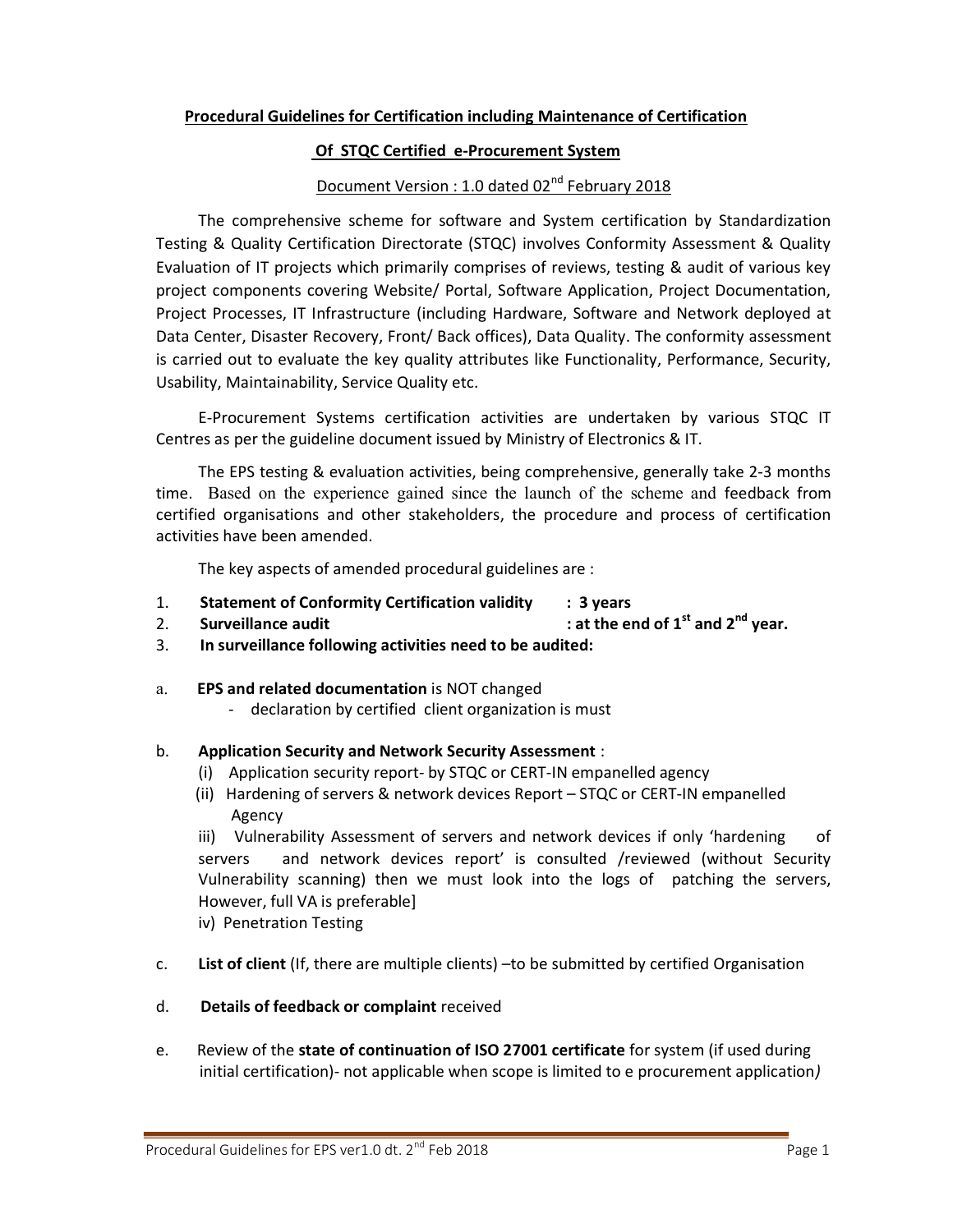## Procedural Guidelines for Certification including Maintenance of Certification

## Of STQC Certified e-Procurement System

Document Version : 1.0 dated 02nd February 2018

The comprehensive scheme for software and System certification by Standardization Testing & Quality Certification Directorate (STQC) involves Conformity Assessment & Quality Evaluation of IT projects which primarily comprises of reviews, testing & audit of various key project components covering Website/ Portal, Software Application, Project Documentation, Project Processes, IT Infrastructure (including Hardware, Software and Network deployed at Data Center, Disaster Recovery, Front/ Back offices), Data Quality. The conformity assessment is carried out to evaluate the key quality attributes like Functionality, Performance, Security, Usability, Maintainability, Service Quality etc.

E-Procurement Systems certification activities are undertaken by various STQC IT Centres as per the guideline document issued by Ministry of Electronics & IT.

The EPS testing & evaluation activities, being comprehensive, generally take 2-3 months time. Based on the experience gained since the launch of the scheme and feedback from certified organisations and other stakeholders, the procedure and process of certification activities have been amended.

The key aspects of amended procedural guidelines are :

1. **Statement of Conformity Certification validity : 3 years**
2. **Surveillance audit : at the end of 1st and 2nd year.**
3. **In surveillance following activities need to be audited:**

a. **EPS and related documentation** is NOT changed
   - declaration by certified client organization is must

b. **Application Security and Network Security Assessment** :
   (i) Application security report- by STQC or CERT-IN empanelled agency
   (ii) Hardening of servers & network devices Report – STQC or CERT-IN empanelled Agency
   iii) Vulnerability Assessment of servers and network devices if only 'hardening of servers and network devices report' is consulted /reviewed (without Security Vulnerability scanning) then we must look into the logs of patching the servers, However, full VA is preferable]
   iv) Penetration Testing

c. **List of client** (If, there are multiple clients) –to be submitted by certified Organisation

d. **Details of feedback or complaint** received

e. Review of the **state of continuation of ISO 27001 certificate** for system (if used during initial certification)- not applicable when scope is limited to e procurement application*)*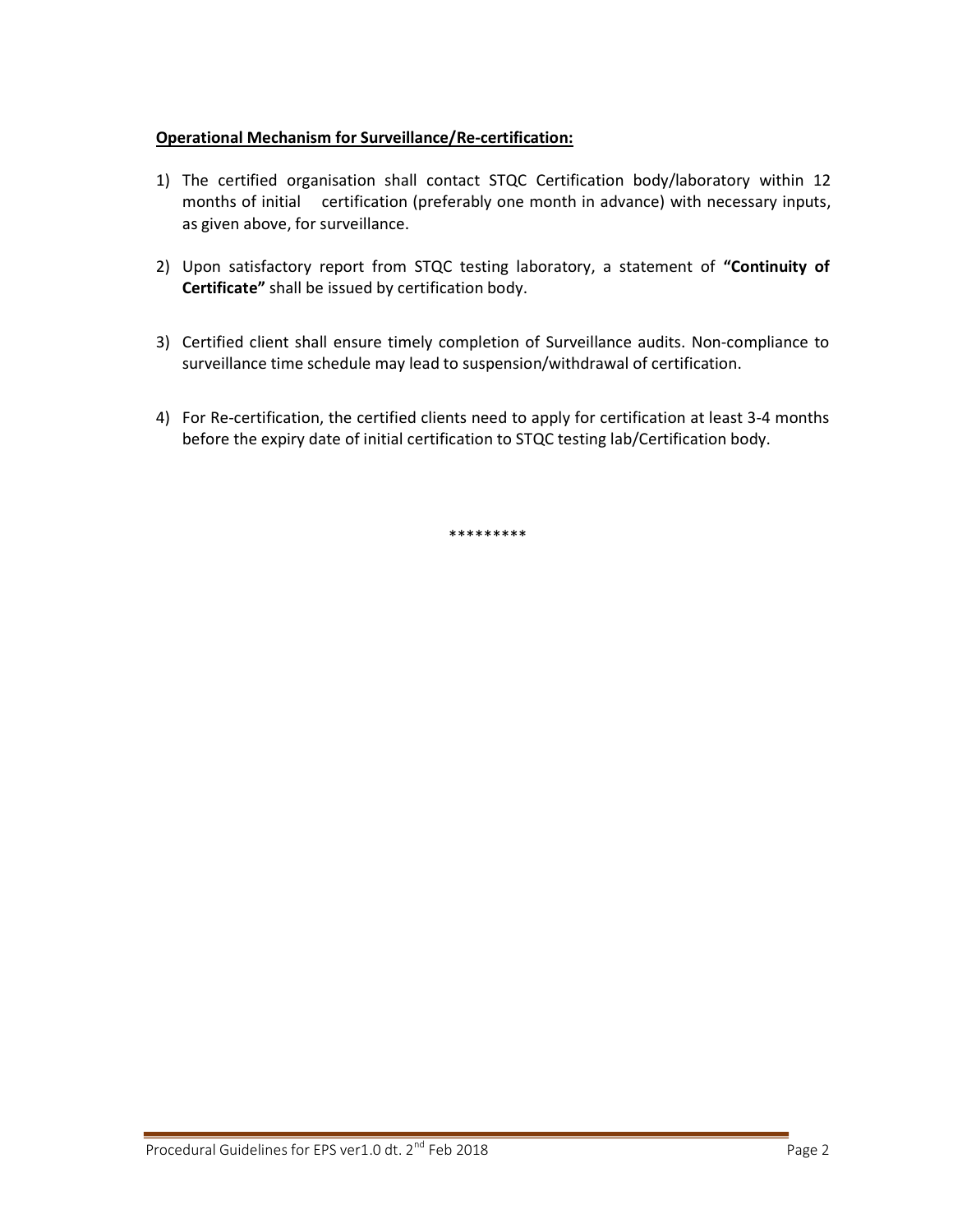**Operational Mechanism for Surveillance/Re-certification:**

1) The certified organisation shall contact STQC Certification body/laboratory within 12 months of initial certification (preferably one month in advance) with necessary inputs, as given above, for surveillance.

2) Upon satisfactory report from STQC testing laboratory, a statement of **"Continuity of Certificate"** shall be issued by certification body.

3) Certified client shall ensure timely completion of Surveillance audits. Non-compliance to surveillance time schedule may lead to suspension/withdrawal of certification.

4) For Re-certification, the certified clients need to apply for certification at least 3-4 months before the expiry date of initial certification to STQC testing lab/Certification body.

*********